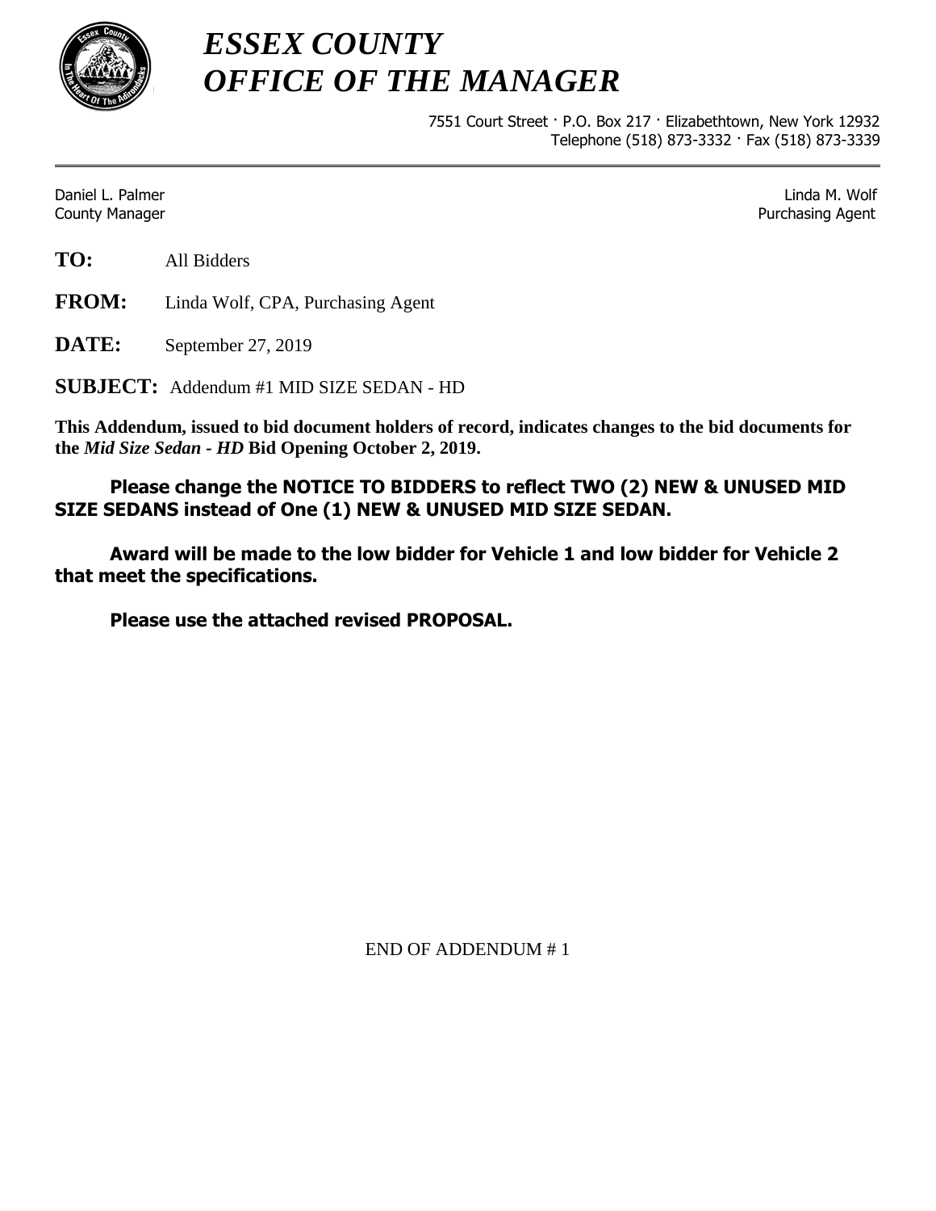# *ESSEX COUNTY*
# *OFFICE OF THE MANAGER*

7551 Court Street · P.O. Box 217 · Elizabethtown, New York 12932
Telephone (518) 873-3332 · Fax (518) 873-3339

---

Daniel L. Palmer
County Manager

Linda M. Wolf
Purchasing Agent

**TO:** All Bidders

**FROM:** Linda Wolf, CPA, Purchasing Agent

**DATE:** September 27, 2019

**SUBJECT:** Addendum #1 MID SIZE SEDAN - HD

**This Addendum, issued to bid document holders of record, indicates changes to the bid documents for the *Mid Size Sedan - HD* Bid Opening October 2, 2019.**

**Please change the NOTICE TO BIDDERS to reflect TWO (2) NEW & UNUSED MID SIZE SEDANS instead of One (1) NEW & UNUSED MID SIZE SEDAN.**

**Award will be made to the low bidder for Vehicle 1 and low bidder for Vehicle 2 that meet the specifications.**

**Please use the attached revised PROPOSAL.**

END OF ADDENDUM # 1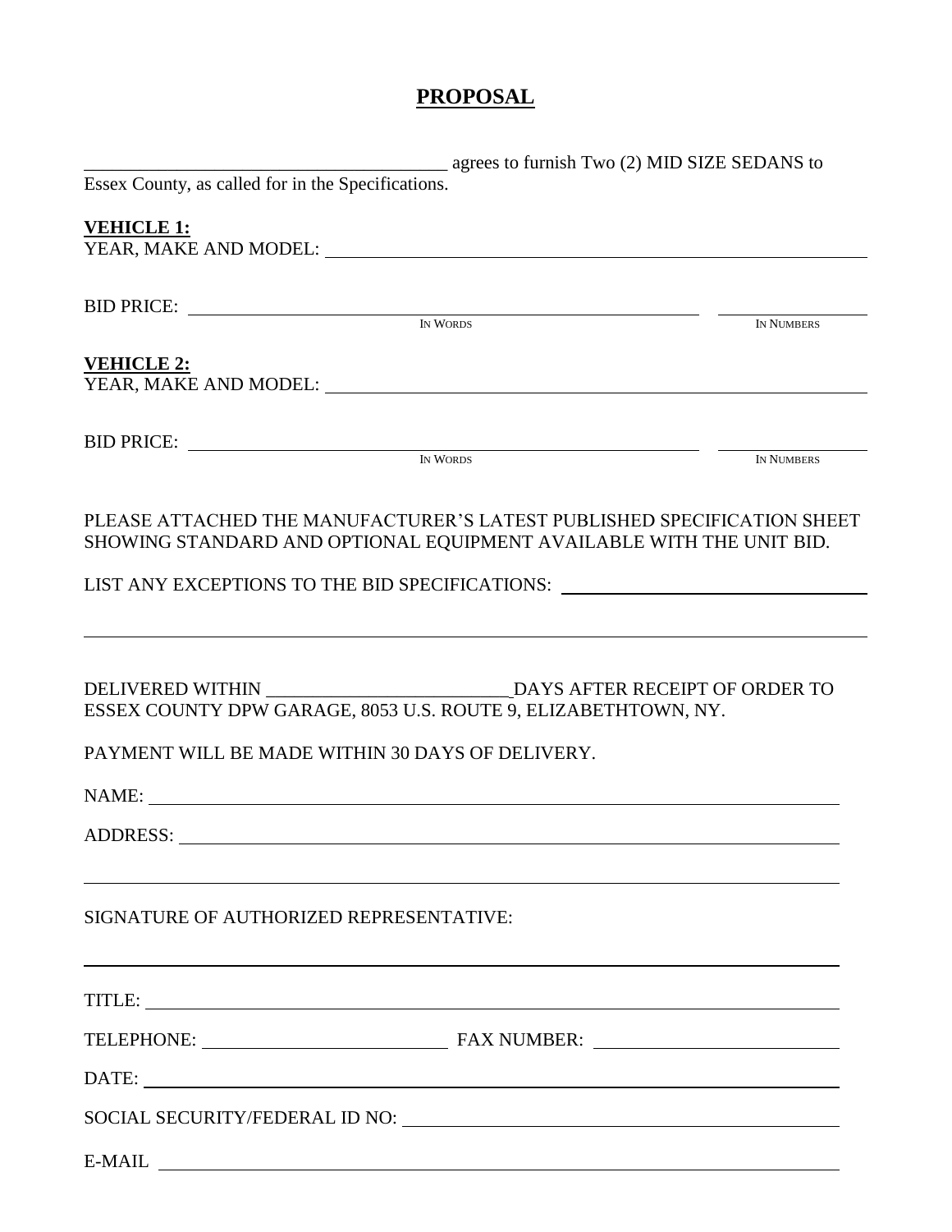# PROPOSAL

_______________________________________ agrees to furnish Two (2) MID SIZE SEDANS to Essex County, as called for in the Specifications.

**VEHICLE 1:**

YEAR, MAKE AND MODEL: ______________________________________________

BID PRICE: ______________________________________________ ______________

IN WORDS IN NUMBERS

**VEHICLE 2:**

YEAR, MAKE AND MODEL: ______________________________________________

BID PRICE: ______________________________________________ ______________

IN WORDS IN NUMBERS

PLEASE ATTACHED THE MANUFACTURER'S LATEST PUBLISHED SPECIFICATION SHEET SHOWING STANDARD AND OPTIONAL EQUIPMENT AVAILABLE WITH THE UNIT BID.

LIST ANY EXCEPTIONS TO THE BID SPECIFICATIONS: ______________________________

______________________________________________________________________

DELIVERED WITHIN _________________________ DAYS AFTER RECEIPT OF ORDER TO ESSEX COUNTY DPW GARAGE, 8053 U.S. ROUTE 9, ELIZABETHTOWN, NY.

PAYMENT WILL BE MADE WITHIN 30 DAYS OF DELIVERY.

NAME: ______________________________________________________________

ADDRESS: ___________________________________________________________

______________________________________________________________________

SIGNATURE OF AUTHORIZED REPRESENTATIVE:

______________________________________________________________________

TITLE: ______________________________________________________________

TELEPHONE: _________________________ FAX NUMBER: _________________________

DATE: _______________________________________________________________

SOCIAL SECURITY/FEDERAL ID NO: _____________________________________

E-MAIL ______________________________________________________________